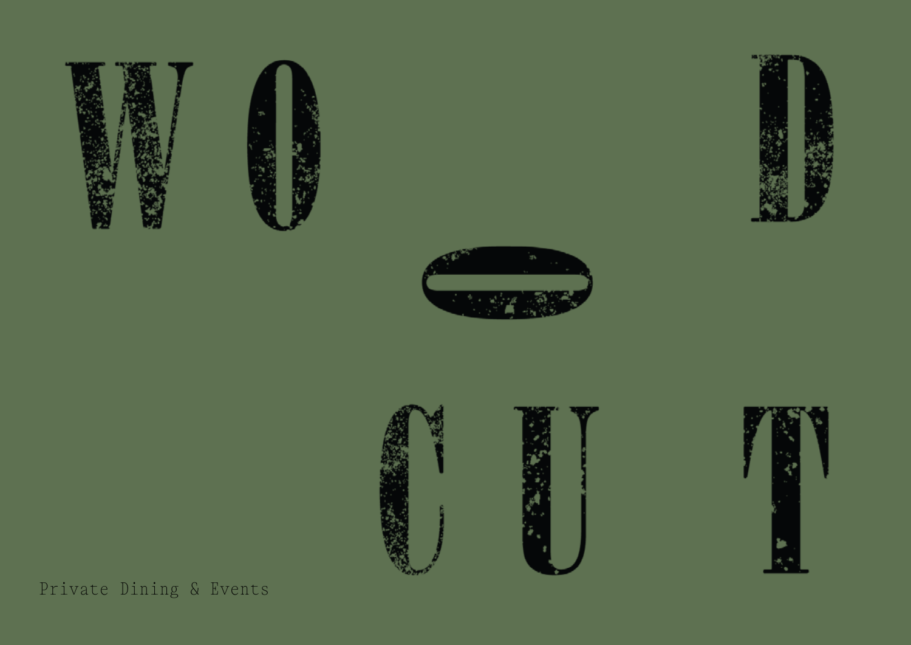# WOODCUT

Private Dining & Events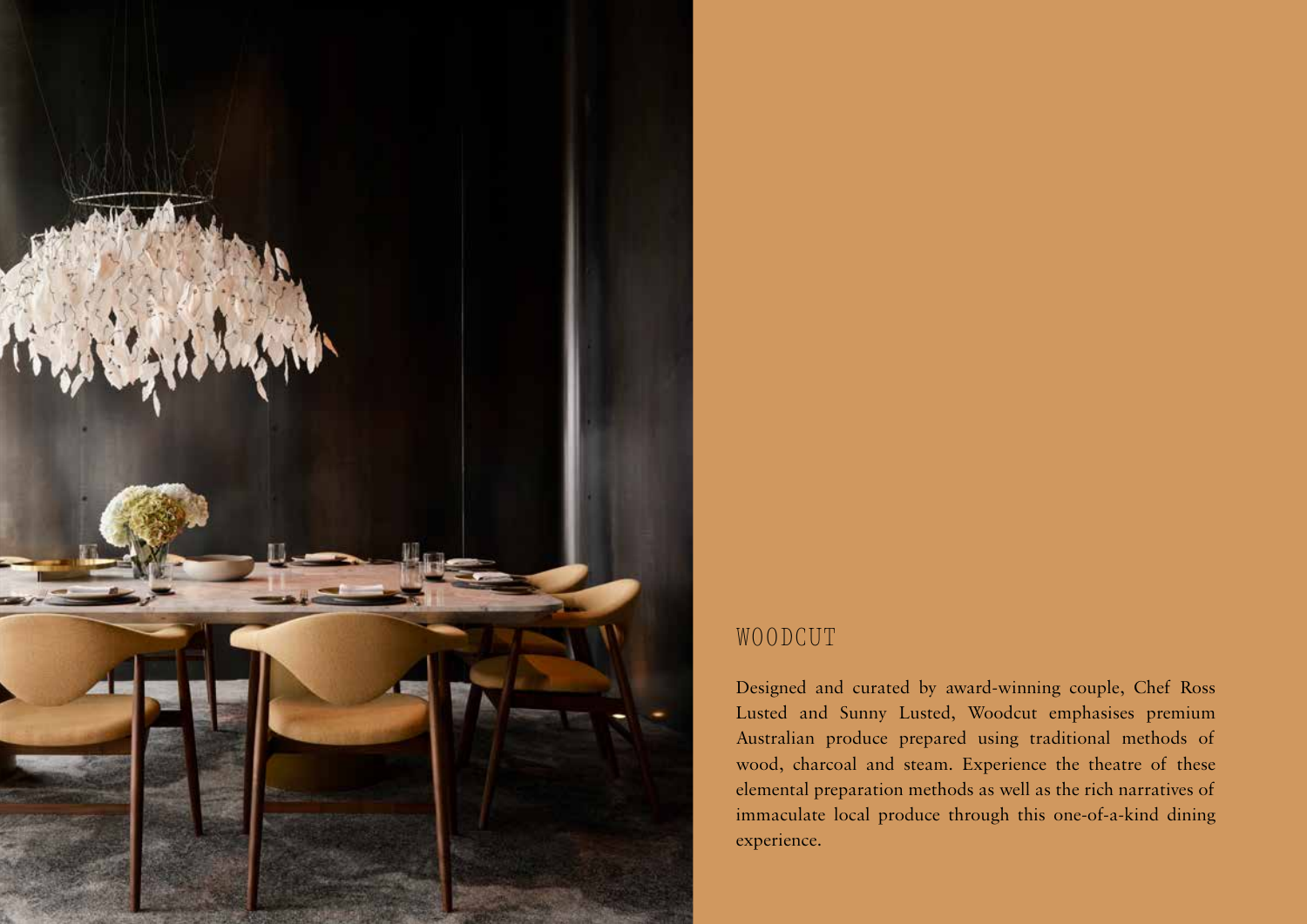## WOODCUT

Designed and curated by award-winning couple, Chef Ross Lusted and Sunny Lusted, Woodcut emphasises premium Australian produce prepared using traditional methods of wood, charcoal and steam. Experience the theatre of these elemental preparation methods as well as the rich narratives of immaculate local produce through this one-of-a-kind dining experience.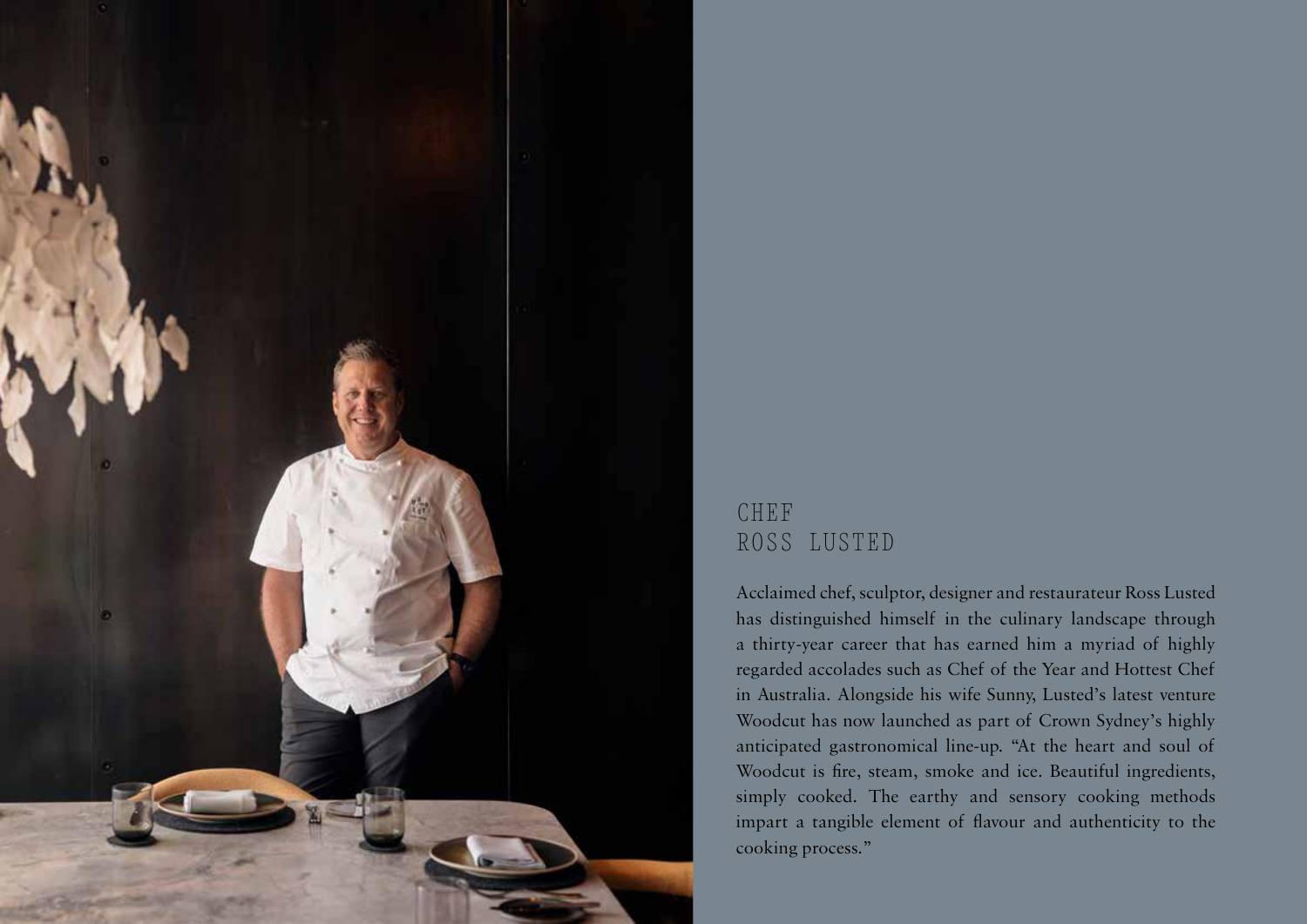## CHEF
## ROSS LUSTED

Acclaimed chef, sculptor, designer and restaurateur Ross Lusted has distinguished himself in the culinary landscape through a thirty-year career that has earned him a myriad of highly regarded accolades such as Chef of the Year and Hottest Chef in Australia. Alongside his wife Sunny, Lusted's latest venture Woodcut has now launched as part of Crown Sydney's highly anticipated gastronomical line-up. "At the heart and soul of Woodcut is fire, steam, smoke and ice. Beautiful ingredients, simply cooked. The earthy and sensory cooking methods impart a tangible element of flavour and authenticity to the cooking process."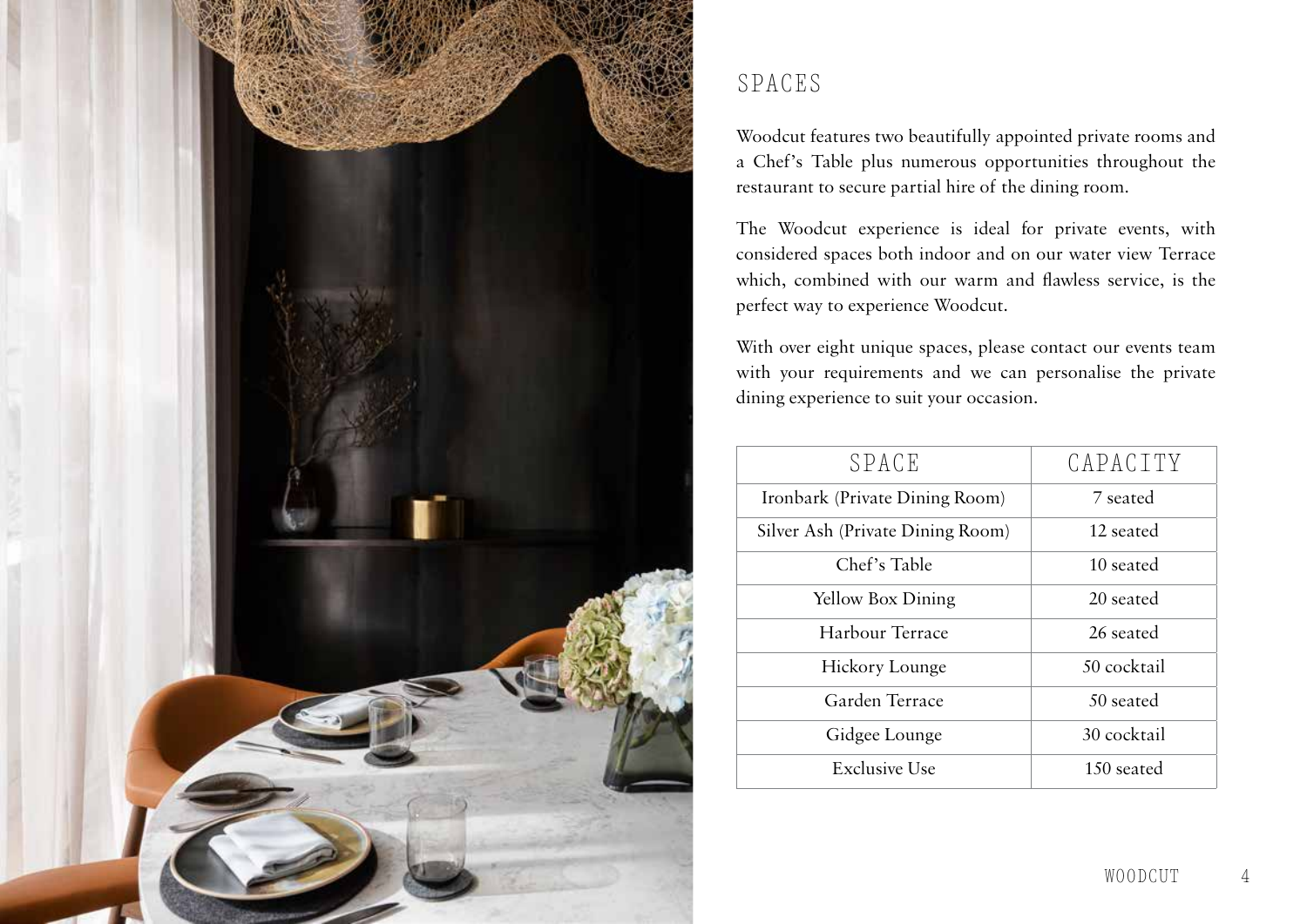# SPACES

Woodcut features two beautifully appointed private rooms and a Chef's Table plus numerous opportunities throughout the restaurant to secure partial hire of the dining room.

The Woodcut experience is ideal for private events, with considered spaces both indoor and on our water view Terrace which, combined with our warm and flawless service, is the perfect way to experience Woodcut.

With over eight unique spaces, please contact our events team with your requirements and we can personalise the private dining experience to suit your occasion.

| SPACE | CAPACITY |
| --- | --- |
| Ironbark (Private Dining Room) | 7 seated |
| Silver Ash (Private Dining Room) | 12 seated |
| Chef's Table | 10 seated |
| Yellow Box Dining | 20 seated |
| Harbour Terrace | 26 seated |
| Hickory Lounge | 50 cocktail |
| Garden Terrace | 50 seated |
| Gidgee Lounge | 30 cocktail |
| Exclusive Use | 150 seated |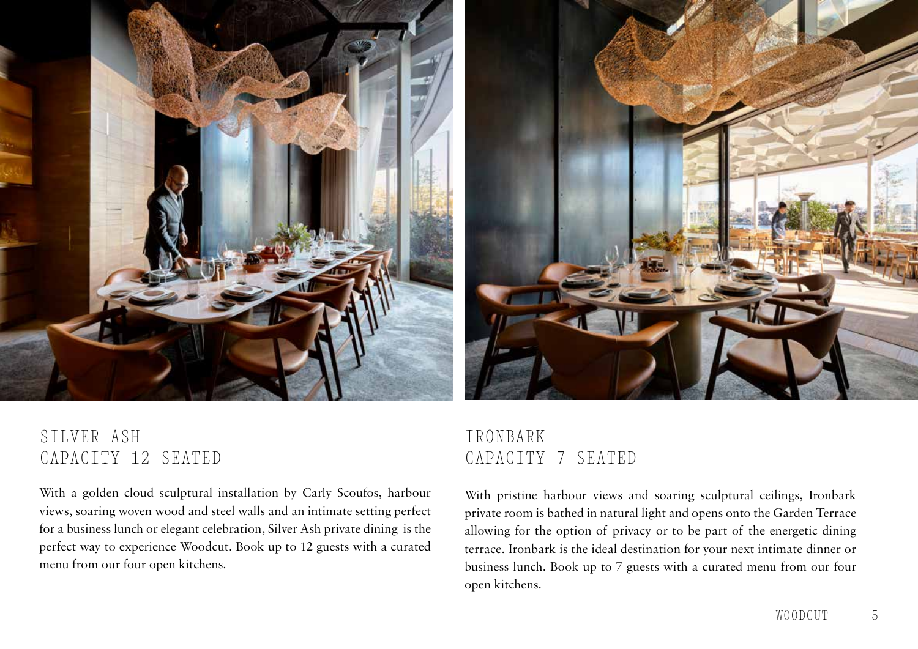## SILVER ASH
## CAPACITY 12 SEATED

With a golden cloud sculptural installation by Carly Scoufos, harbour views, soaring woven wood and steel walls and an intimate setting perfect for a business lunch or elegant celebration, Silver Ash private dining is the perfect way to experience Woodcut. Book up to 12 guests with a curated menu from our four open kitchens.

## IRONBARK
## CAPACITY 7 SEATED

With pristine harbour views and soaring sculptural ceilings, Ironbark private room is bathed in natural light and opens onto the Garden Terrace allowing for the option of privacy or to be part of the energetic dining terrace. Ironbark is the ideal destination for your next intimate dinner or business lunch. Book up to 7 guests with a curated menu from our four open kitchens.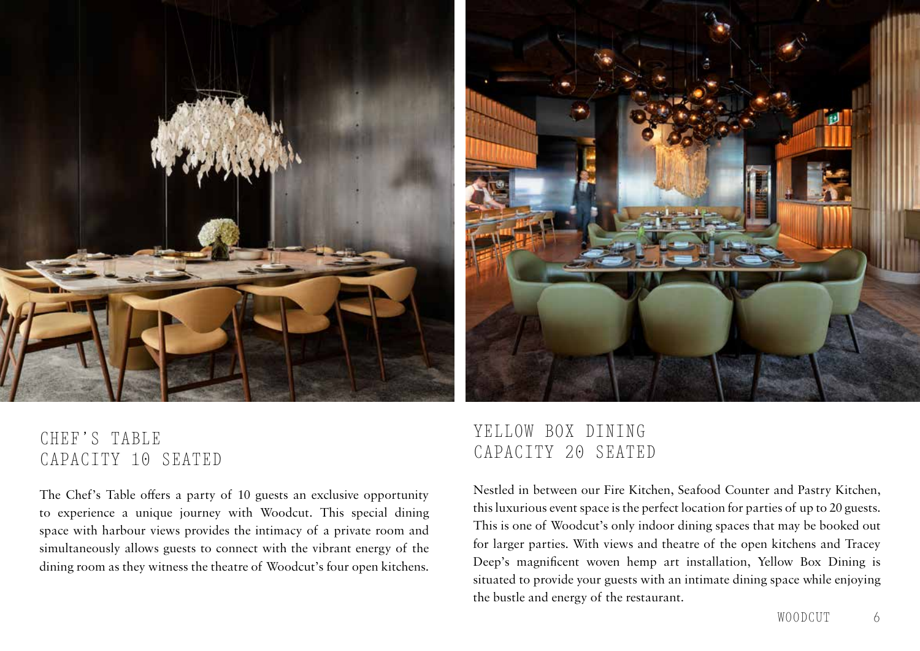## CHEF'S TABLE
## CAPACITY 10 SEATED

The Chef's Table offers a party of 10 guests an exclusive opportunity to experience a unique journey with Woodcut. This special dining space with harbour views provides the intimacy of a private room and simultaneously allows guests to connect with the vibrant energy of the dining room as they witness the theatre of Woodcut's four open kitchens.

## YELLOW BOX DINING
## CAPACITY 20 SEATED

Nestled in between our Fire Kitchen, Seafood Counter and Pastry Kitchen, this luxurious event space is the perfect location for parties of up to 20 guests. This is one of Woodcut's only indoor dining spaces that may be booked out for larger parties. With views and theatre of the open kitchens and Tracey Deep's magnificent woven hemp art installation, Yellow Box Dining is situated to provide your guests with an intimate dining space while enjoying the bustle and energy of the restaurant.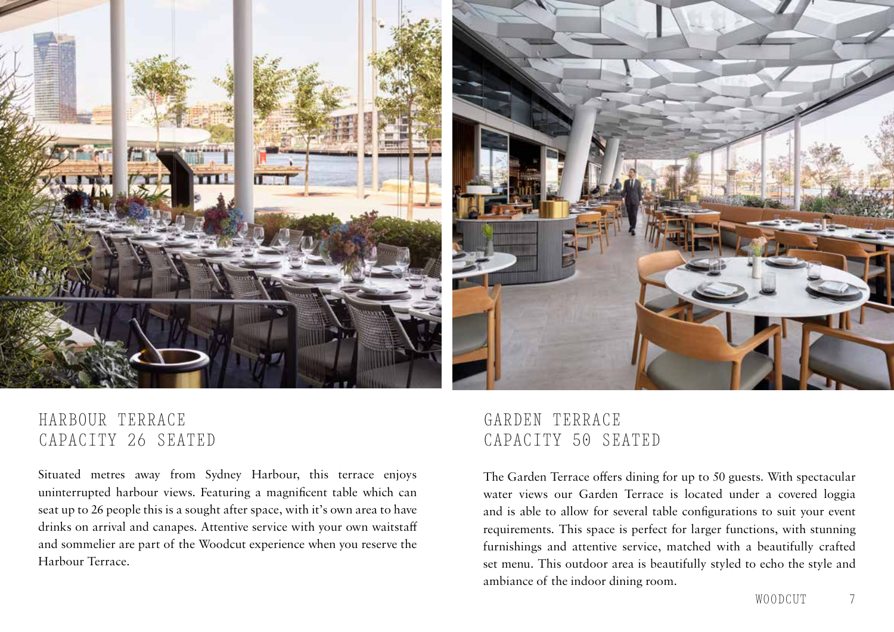## HARBOUR TERRACE
## CAPACITY 26 SEATED

Situated metres away from Sydney Harbour, this terrace enjoys uninterrupted harbour views. Featuring a magnificent table which can seat up to 26 people this is a sought after space, with it's own area to have drinks on arrival and canapes. Attentive service with your own waitstaff and sommelier are part of the Woodcut experience when you reserve the Harbour Terrace.

## GARDEN TERRACE
## CAPACITY 50 SEATED

The Garden Terrace offers dining for up to 50 guests. With spectacular water views our Garden Terrace is located under a covered loggia and is able to allow for several table configurations to suit your event requirements. This space is perfect for larger functions, with stunning furnishings and attentive service, matched with a beautifully crafted set menu. This outdoor area is beautifully styled to echo the style and ambiance of the indoor dining room.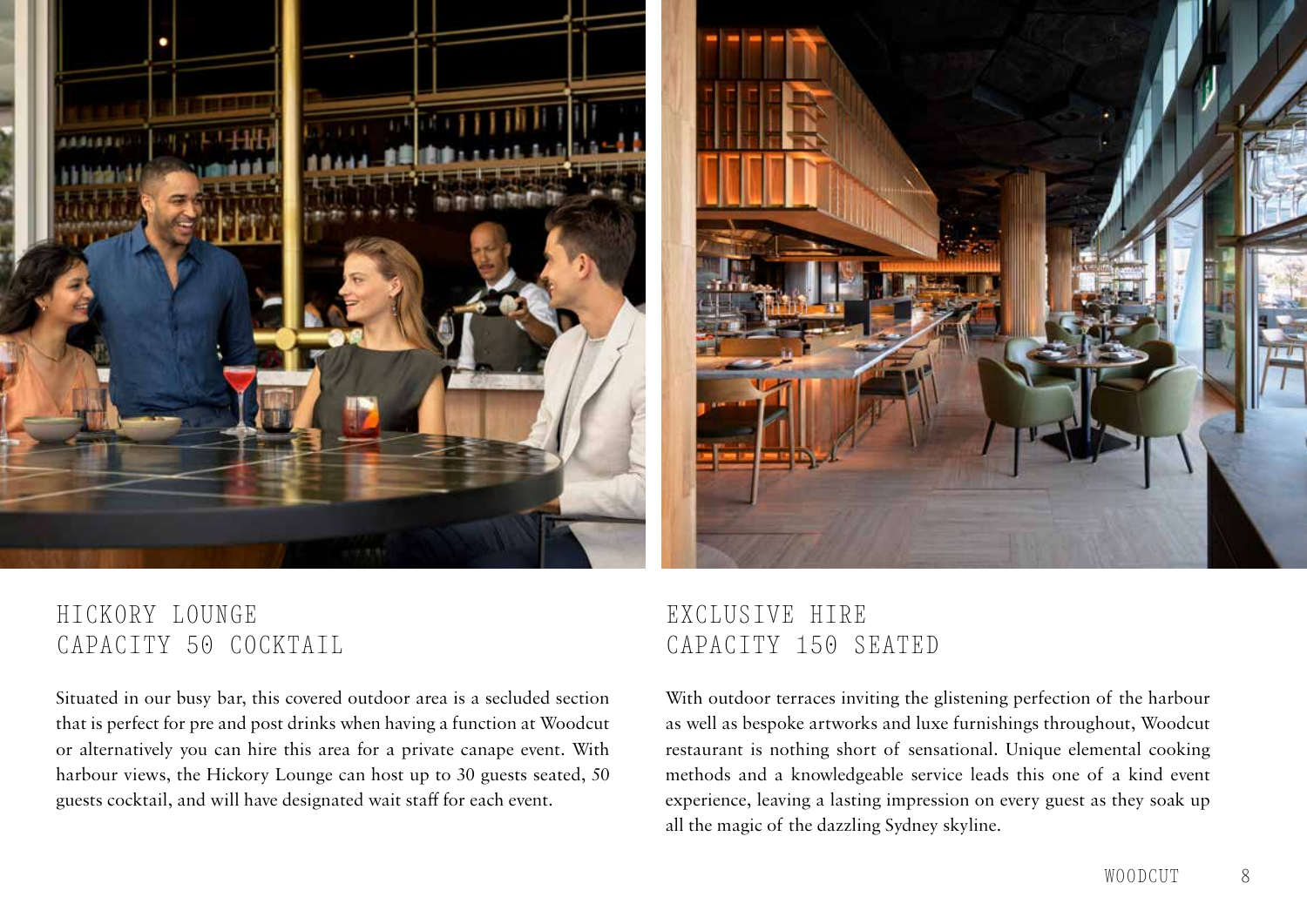## HICKORY LOUNGE
## CAPACITY 50 COCKTAIL

Situated in our busy bar, this covered outdoor area is a secluded section that is perfect for pre and post drinks when having a function at Woodcut or alternatively you can hire this area for a private canape event. With harbour views, the Hickory Lounge can host up to 30 guests seated, 50 guests cocktail, and will have designated wait staff for each event.

## EXCLUSIVE HIRE
## CAPACITY 150 SEATED

With outdoor terraces inviting the glistening perfection of the harbour as well as bespoke artworks and luxe furnishings throughout, Woodcut restaurant is nothing short of sensational. Unique elemental cooking methods and a knowledgeable service leads this one of a kind event experience, leaving a lasting impression on every guest as they soak up all the magic of the dazzling Sydney skyline.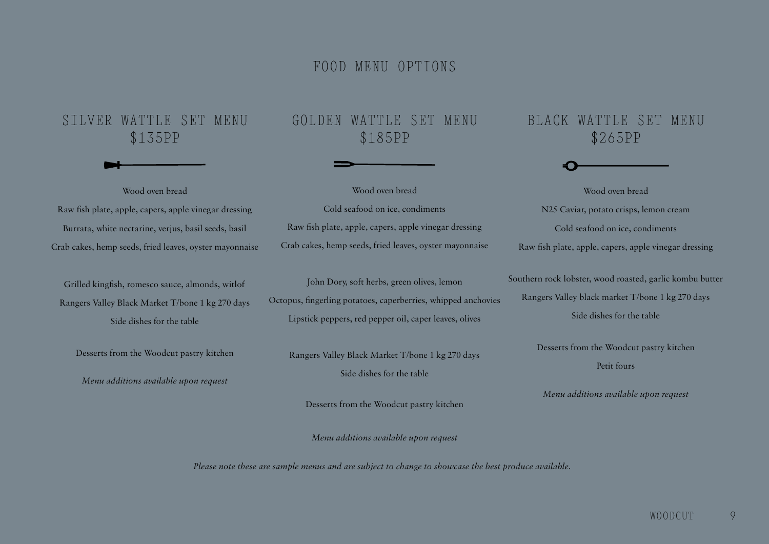# FOOD MENU OPTIONS

## SILVER WATTLE SET MENU
## $135PP

Wood oven bread

Raw fish plate, apple, capers, apple vinegar dressing

Burrata, white nectarine, verjus, basil seeds, basil

Crab cakes, hemp seeds, fried leaves, oyster mayonnaise

Grilled kingfish, romesco sauce, almonds, witlof

Rangers Valley Black Market T/bone 1 kg 270 days

Side dishes for the table

Desserts from the Woodcut pastry kitchen

*Menu additions available upon request*

## GOLDEN WATTLE SET MENU
## $185PP

Wood oven bread

Cold seafood on ice, condiments

Raw fish plate, apple, capers, apple vinegar dressing

Crab cakes, hemp seeds, fried leaves, oyster mayonnaise

John Dory, soft herbs, green olives, lemon

Octopus, fingerling potatoes, caperberries, whipped anchovies

Lipstick peppers, red pepper oil, caper leaves, olives

Rangers Valley Black Market T/bone 1 kg 270 days

Side dishes for the table

Desserts from the Woodcut pastry kitchen

*Menu additions available upon request*

## BLACK WATTLE SET MENU
## $265PP

Wood oven bread

N25 Caviar, potato crisps, lemon cream

Cold seafood on ice, condiments

Raw fish plate, apple, capers, apple vinegar dressing

Southern rock lobster, wood roasted, garlic kombu butter

Rangers Valley black market T/bone 1 kg 270 days

Side dishes for the table

Desserts from the Woodcut pastry kitchen

Petit fours

*Menu additions available upon request*

*Please note these are sample menus and are subject to change to showcase the best produce available.*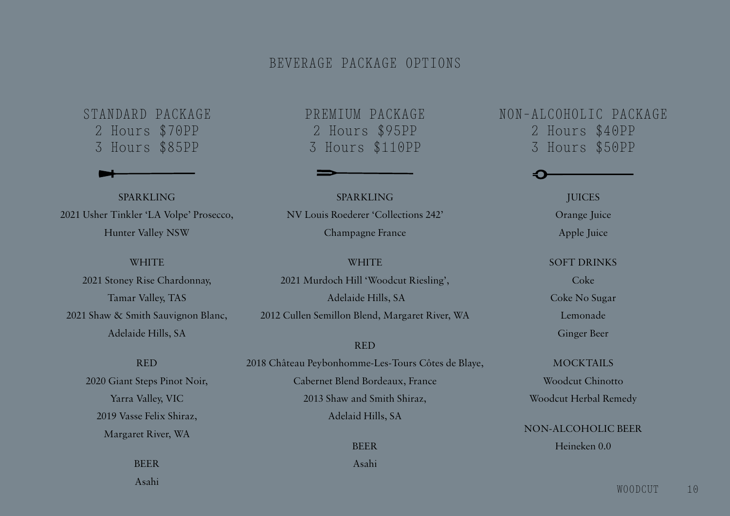# BEVERAGE PACKAGE OPTIONS

## STANDARD PACKAGE

2 Hours $70PP
3 Hours $85PP

### SPARKLING

2021 Usher Tinkler 'LA Volpe' Prosecco,
Hunter Valley NSW

### WHITE

2021 Stoney Rise Chardonnay,
Tamar Valley, TAS
2021 Shaw & Smith Sauvignon Blanc,
Adelaide Hills, SA

### RED

2020 Giant Steps Pinot Noir,
Yarra Valley, VIC
2019 Vasse Felix Shiraz,
Margaret River, WA

### BEER

Asahi

## PREMIUM PACKAGE

2 Hours $95PP
3 Hours $110PP

### SPARKLING

NV Louis Roederer 'Collections 242'
Champagne France

### WHITE

2021 Murdoch Hill 'Woodcut Riesling',
Adelaide Hills, SA
2012 Cullen Semillon Blend, Margaret River, WA

### RED

2018 Château Peybonhomme-Les-Tours Côtes de Blaye,
Cabernet Blend Bordeaux, France
2013 Shaw and Smith Shiraz,
Adelaid Hills, SA

### BEER

Asahi

## NON-ALCOHOLIC PACKAGE

2 Hours $40PP
3 Hours $50PP

### JUICES

Orange Juice
Apple Juice

### SOFT DRINKS

Coke
Coke No Sugar
Lemonade
Ginger Beer

### MOCKTAILS

Woodcut Chinotto
Woodcut Herbal Remedy

### NON-ALCOHOLIC BEER

Heineken 0.0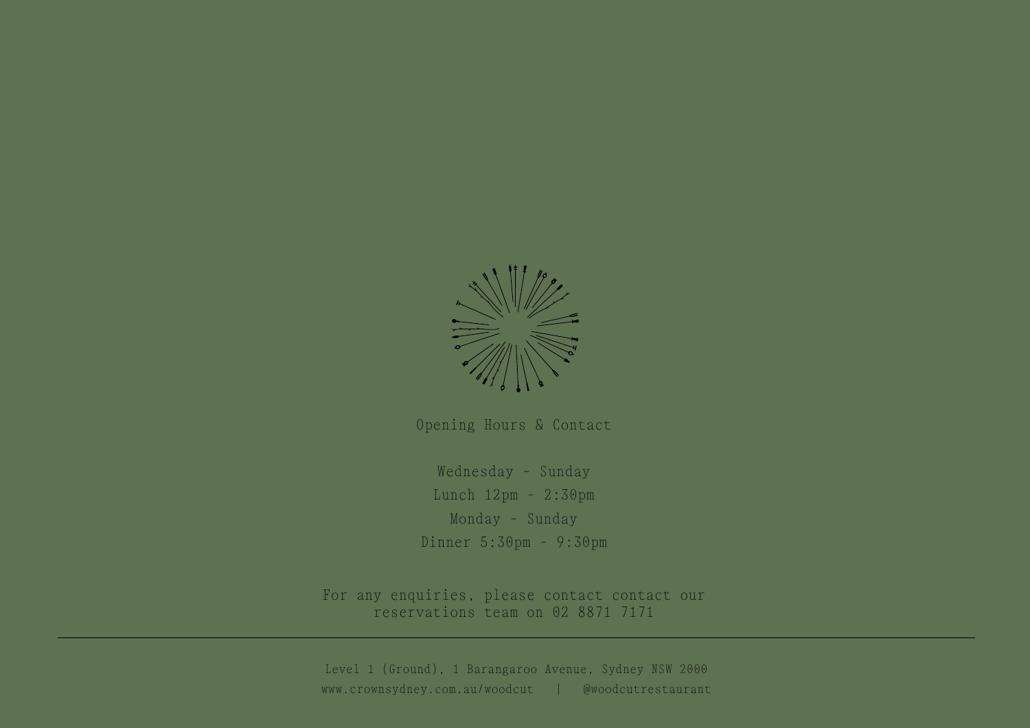## Opening Hours & Contact

Wednesday - Sunday
Lunch 12pm - 2:30pm
Monday - Sunday
Dinner 5:30pm - 9:30pm

For any enquiries, please contact contact our reservations team on 02 8871 7171

---

Level 1 (Ground), 1 Barangaroo Avenue, Sydney NSW 2000
www.crownsydney.com.au/woodcut | @woodcutrestaurant